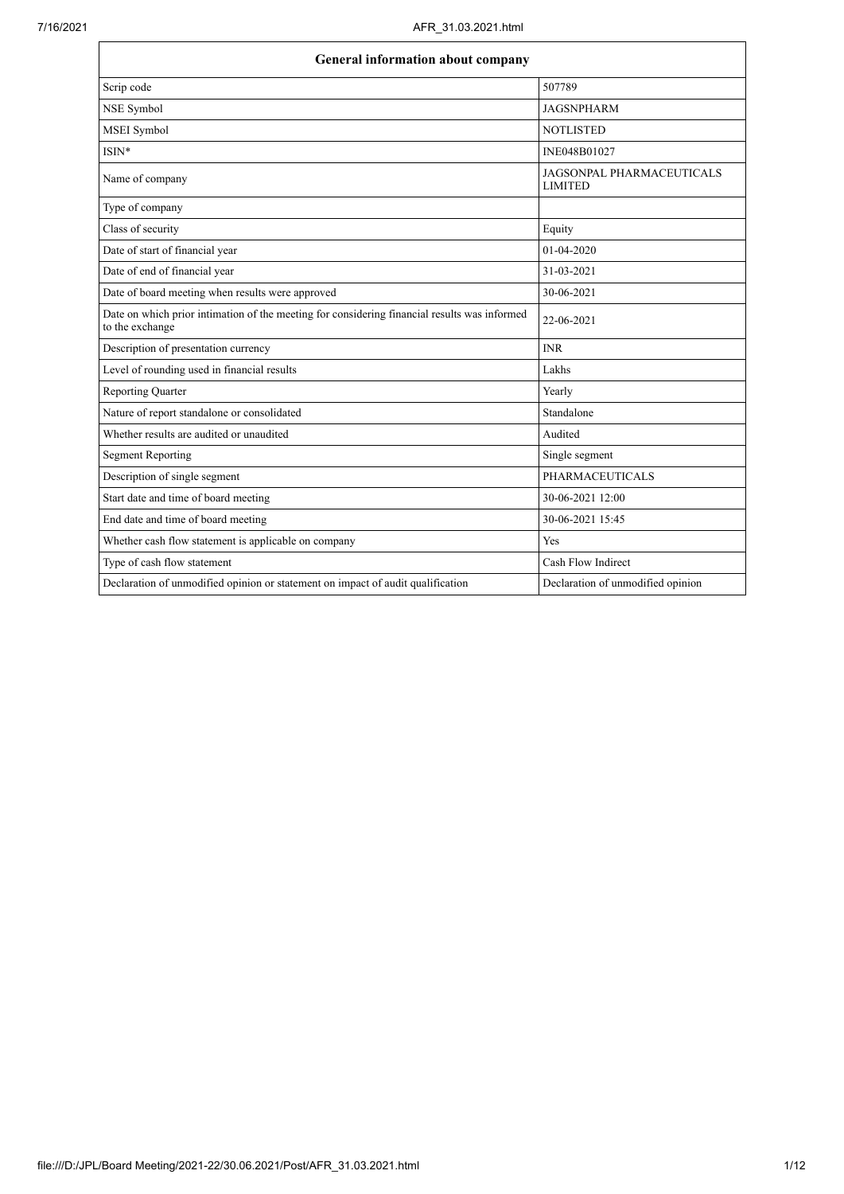| General information about company | |
|---|---|
| Scrip code | 507789 |
| NSE Symbol | JAGSNPHARM |
| MSEI Symbol | NOTLISTED |
| ISIN* | INE048B01027 |
| Name of company | JAGSONPAL PHARMACEUTICALS LIMITED |
| Type of company | |
| Class of security | Equity |
| Date of start of financial year | 01-04-2020 |
| Date of end of financial year | 31-03-2021 |
| Date of board meeting when results were approved | 30-06-2021 |
| Date on which prior intimation of the meeting for considering financial results was informed to the exchange | 22-06-2021 |
| Description of presentation currency | INR |
| Level of rounding used in financial results | Lakhs |
| Reporting Quarter | Yearly |
| Nature of report standalone or consolidated | Standalone |
| Whether results are audited or unaudited | Audited |
| Segment Reporting | Single segment |
| Description of single segment | PHARMACEUTICALS |
| Start date and time of board meeting | 30-06-2021 12:00 |
| End date and time of board meeting | 30-06-2021 15:45 |
| Whether cash flow statement is applicable on company | Yes |
| Type of cash flow statement | Cash Flow Indirect |
| Declaration of unmodified opinion or statement on impact of audit qualification | Declaration of unmodified opinion |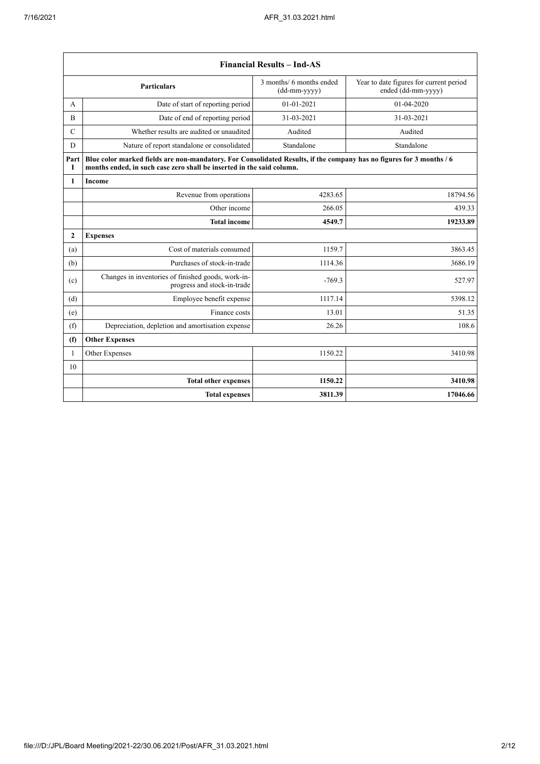| | Financial Results – Ind-AS | | |
|---|---|---|---|
| | **Particulars** | 3 months/ 6 months ended (dd-mm-yyyy) | Year to date figures for current period ended (dd-mm-yyyy) |
| A | Date of start of reporting period | 01-01-2021 | 01-04-2020 |
| B | Date of end of reporting period | 31-03-2021 | 31-03-2021 |
| C | Whether results are audited or unaudited | Audited | Audited |
| D | Nature of report standalone or consolidated | Standalone | Standalone |
| Part I | **Blue color marked fields are non-mandatory. For Consolidated Results, if the company has no figures for 3 months / 6 months ended, in such case zero shall be inserted in the said column.** | | |
| **1** | **Income** | | |
| | Revenue from operations | 4283.65 | 18794.56 |
| | Other income | 266.05 | 439.33 |
| | **Total income** | **4549.7** | **19233.89** |
| **2** | **Expenses** | | |
| (a) | Cost of materials consumed | 1159.7 | 3863.45 |
| (b) | Purchases of stock-in-trade | 1114.36 | 3686.19 |
| (c) | Changes in inventories of finished goods, work-in-progress and stock-in-trade | -769.3 | 527.97 |
| (d) | Employee benefit expense | 1117.14 | 5398.12 |
| (e) | Finance costs | 13.01 | 51.35 |
| (f) | Depreciation, depletion and amortisation expense | 26.26 | 108.6 |
| **(f)** | **Other Expenses** | | |
| 1 | Other Expenses | 1150.22 | 3410.98 |
| 10 | | | |
| | **Total other expenses** | **1150.22** | **3410.98** |
| | **Total expenses** | **3811.39** | **17046.66** |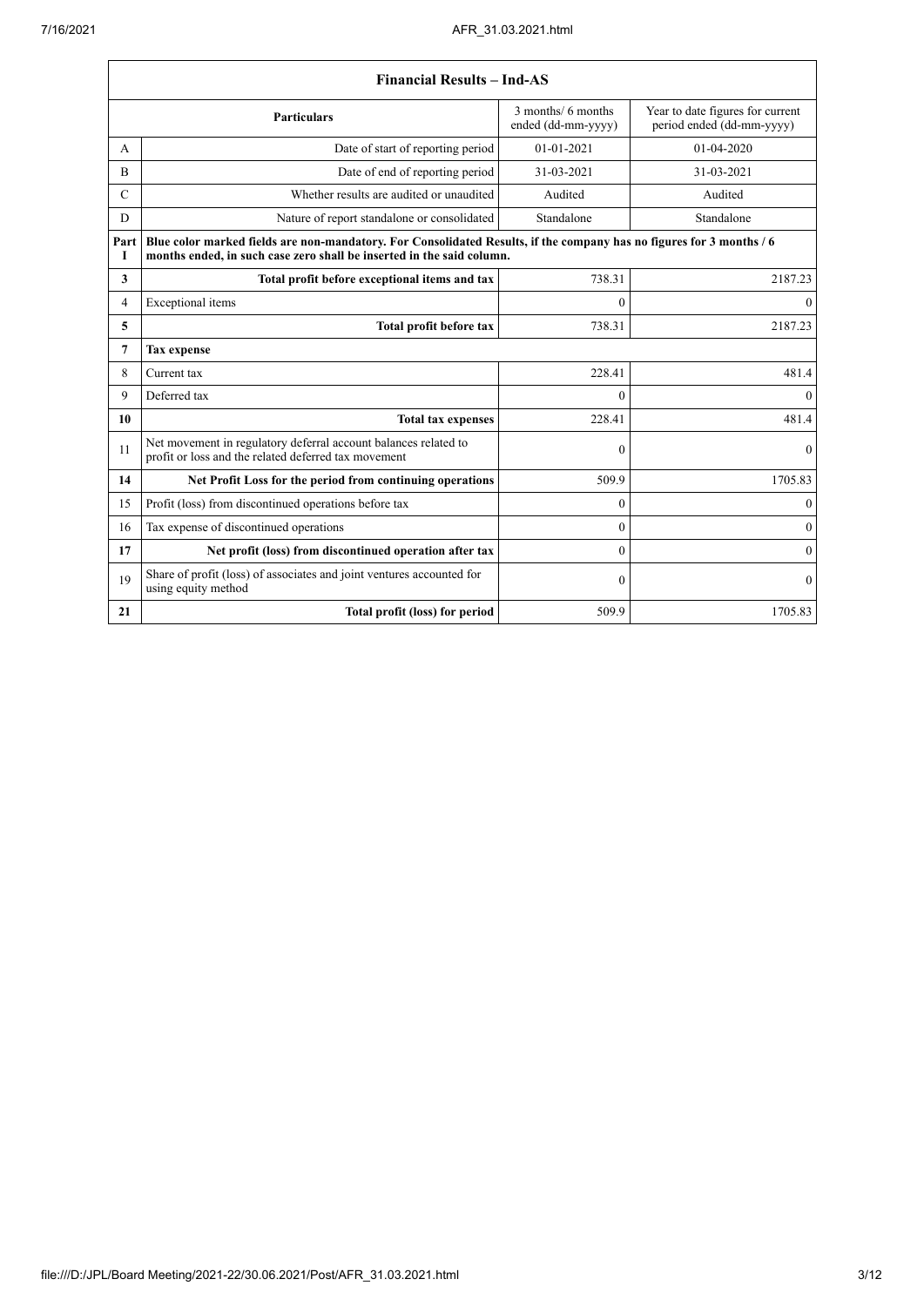| Financial Results – Ind-AS | | | |
|---|---|---|---|
| | **Particulars** | 3 months/ 6 months ended (dd-mm-yyyy) | Year to date figures for current period ended (dd-mm-yyyy) |
| A | Date of start of reporting period | 01-01-2021 | 01-04-2020 |
| B | Date of end of reporting period | 31-03-2021 | 31-03-2021 |
| C | Whether results are audited or unaudited | Audited | Audited |
| D | Nature of report standalone or consolidated | Standalone | Standalone |
| Part I | **Blue color marked fields are non-mandatory. For Consolidated Results, if the company has no figures for 3 months / 6 months ended, in such case zero shall be inserted in the said column.** | | |
| **3** | **Total profit before exceptional items and tax** | 738.31 | 2187.23 |
| 4 | Exceptional items | 0 | 0 |
| **5** | **Total profit before tax** | 738.31 | 2187.23 |
| **7** | **Tax expense** | | |
| 8 | Current tax | 228.41 | 481.4 |
| 9 | Deferred tax | 0 | 0 |
| **10** | **Total tax expenses** | 228.41 | 481.4 |
| 11 | Net movement in regulatory deferral account balances related to profit or loss and the related deferred tax movement | 0 | 0 |
| **14** | **Net Profit Loss for the period from continuing operations** | 509.9 | 1705.83 |
| 15 | Profit (loss) from discontinued operations before tax | 0 | 0 |
| 16 | Tax expense of discontinued operations | 0 | 0 |
| **17** | **Net profit (loss) from discontinued operation after tax** | 0 | 0 |
| 19 | Share of profit (loss) of associates and joint ventures accounted for using equity method | 0 | 0 |
| **21** | **Total profit (loss) for period** | 509.9 | 1705.83 |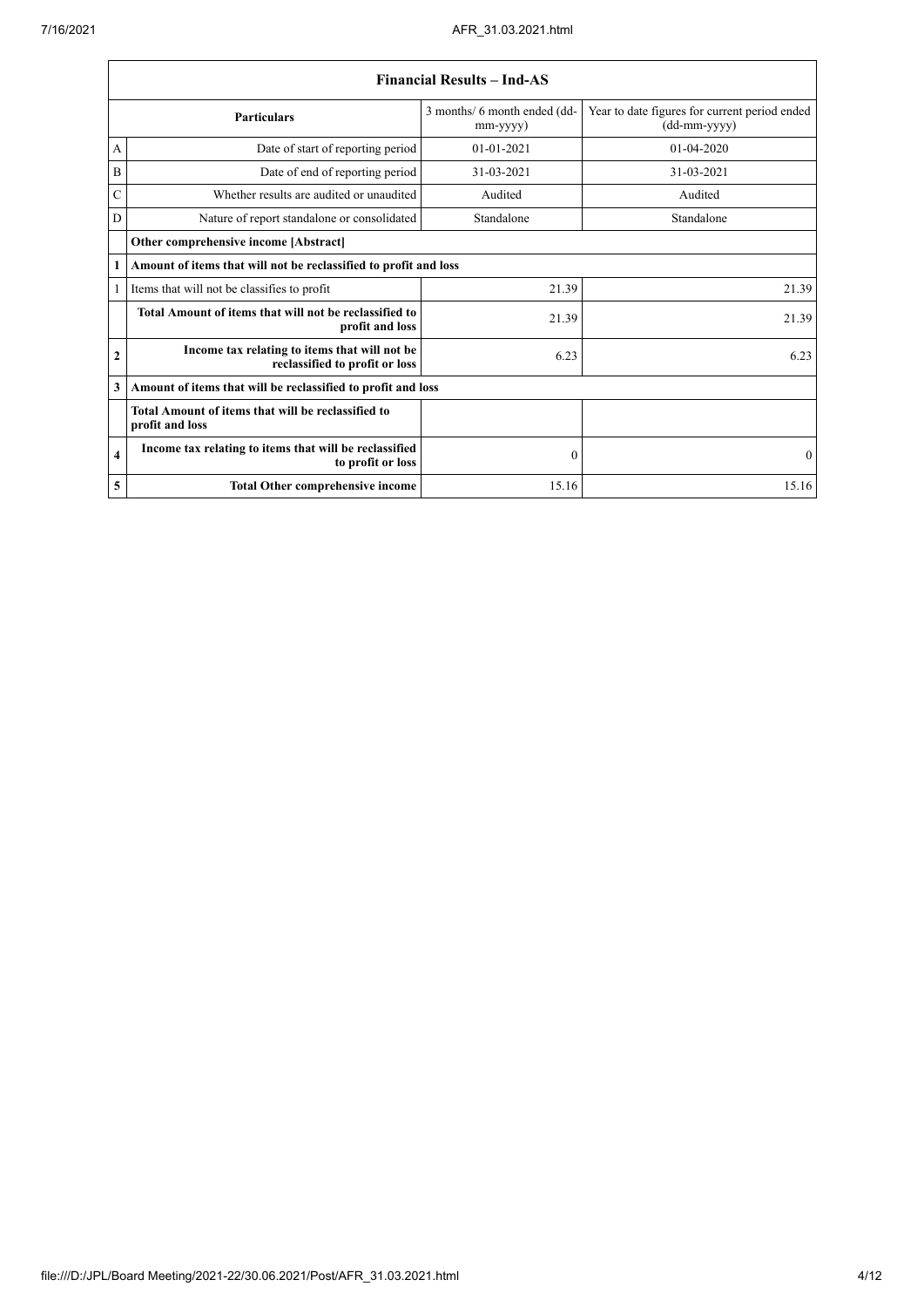| Financial Results – Ind-AS | | | |
|---|---|---|---|
| | Particulars | 3 months/ 6 month ended (dd-mm-yyyy) | Year to date figures for current period ended (dd-mm-yyyy) |
| A | Date of start of reporting period | 01-01-2021 | 01-04-2020 |
| B | Date of end of reporting period | 31-03-2021 | 31-03-2021 |
| C | Whether results are audited or unaudited | Audited | Audited |
| D | Nature of report standalone or consolidated | Standalone | Standalone |
| | **Other comprehensive income [Abstract]** | | |
| **1** | **Amount of items that will not be reclassified to profit and loss** | | |
| 1 | Items that will not be classifies to profit | 21.39 | 21.39 |
| | **Total Amount of items that will not be reclassified to profit and loss** | 21.39 | 21.39 |
| **2** | **Income tax relating to items that will not be reclassified to profit or loss** | 6.23 | 6.23 |
| **3** | **Amount of items that will be reclassified to profit and loss** | | |
| | **Total Amount of items that will be reclassified to profit and loss** | | |
| **4** | **Income tax relating to items that will be reclassified to profit or loss** | 0 | 0 |
| **5** | **Total Other comprehensive income** | 15.16 | 15.16 |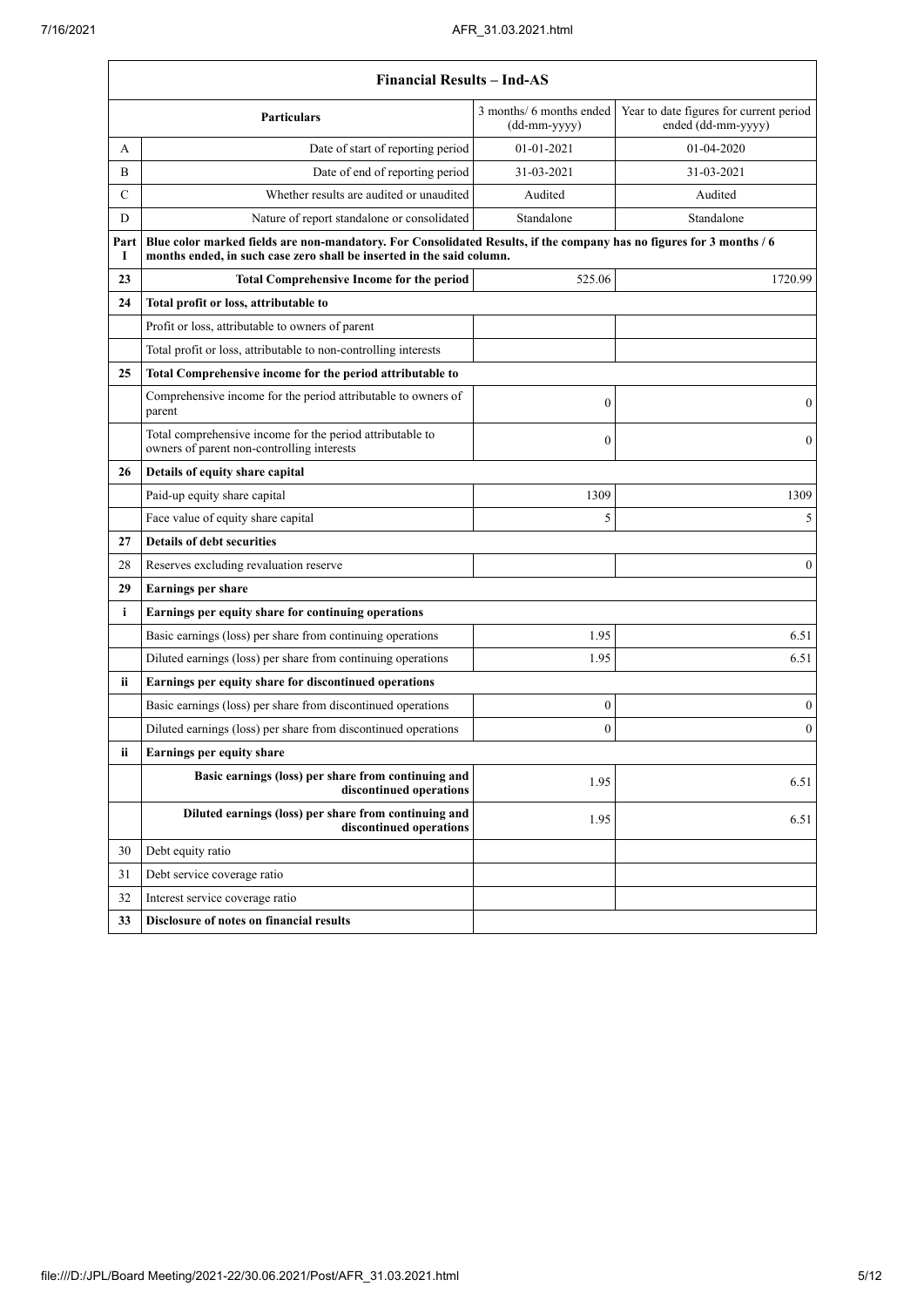| Financial Results – Ind-AS | | | |
|---|---|---|---|
| | Particulars | 3 months/ 6 months ended (dd-mm-yyyy) | Year to date figures for current period ended (dd-mm-yyyy) |
| A | Date of start of reporting period | 01-01-2021 | 01-04-2020 |
| B | Date of end of reporting period | 31-03-2021 | 31-03-2021 |
| C | Whether results are audited or unaudited | Audited | Audited |
| D | Nature of report standalone or consolidated | Standalone | Standalone |
| Part I | **Blue color marked fields are non-mandatory. For Consolidated Results, if the company has no figures for 3 months / 6 months ended, in such case zero shall be inserted in the said column.** | | |
| **23** | **Total Comprehensive Income for the period** | 525.06 | 1720.99 |
| **24** | **Total profit or loss, attributable to** | | |
| | Profit or loss, attributable to owners of parent | | |
| | Total profit or loss, attributable to non-controlling interests | | |
| **25** | **Total Comprehensive income for the period attributable to** | | |
| | Comprehensive income for the period attributable to owners of parent | 0 | 0 |
| | Total comprehensive income for the period attributable to owners of parent non-controlling interests | 0 | 0 |
| **26** | **Details of equity share capital** | | |
| | Paid-up equity share capital | 1309 | 1309 |
| | Face value of equity share capital | 5 | 5 |
| **27** | **Details of debt securities** | | |
| 28 | Reserves excluding revaluation reserve | | 0 |
| **29** | **Earnings per share** | | |
| **i** | **Earnings per equity share for continuing operations** | | |
| | Basic earnings (loss) per share from continuing operations | 1.95 | 6.51 |
| | Diluted earnings (loss) per share from continuing operations | 1.95 | 6.51 |
| **ii** | **Earnings per equity share for discontinued operations** | | |
| | Basic earnings (loss) per share from discontinued operations | 0 | 0 |
| | Diluted earnings (loss) per share from discontinued operations | 0 | 0 |
| **ii** | **Earnings per equity share** | | |
| | **Basic earnings (loss) per share from continuing and discontinued operations** | 1.95 | 6.51 |
| | **Diluted earnings (loss) per share from continuing and discontinued operations** | 1.95 | 6.51 |
| 30 | Debt equity ratio | | |
| 31 | Debt service coverage ratio | | |
| 32 | Interest service coverage ratio | | |
| **33** | **Disclosure of notes on financial results** | | |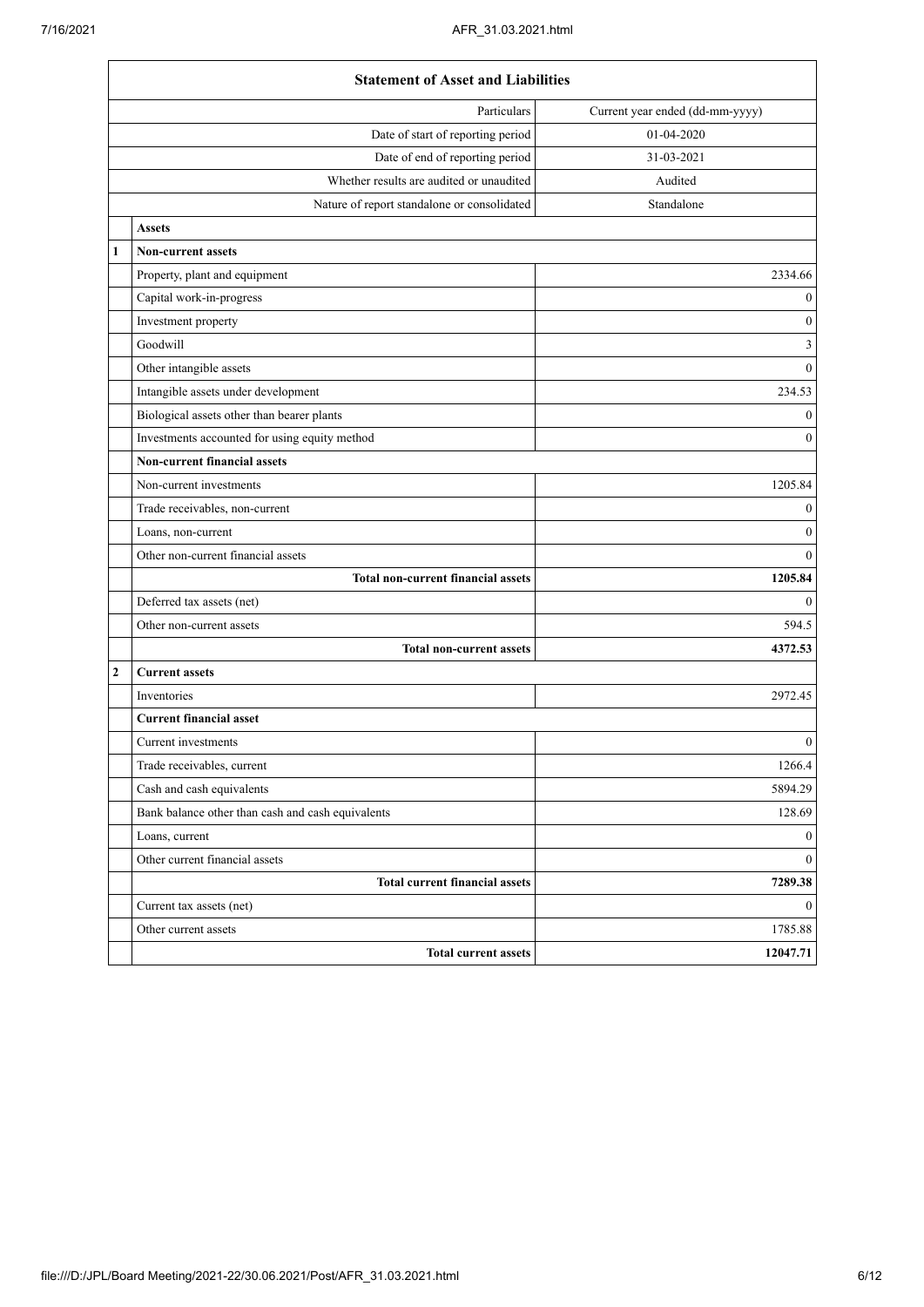| | Statement of Asset and Liabilities | |
|---|---|---|
| | Particulars | Current year ended (dd-mm-yyyy) |
| | Date of start of reporting period | 01-04-2020 |
| | Date of end of reporting period | 31-03-2021 |
| | Whether results are audited or unaudited | Audited |
| | Nature of report standalone or consolidated | Standalone |
| | **Assets** | |
| **1** | **Non-current assets** | |
| | Property, plant and equipment | 2334.66 |
| | Capital work-in-progress | 0 |
| | Investment property | 0 |
| | Goodwill | 3 |
| | Other intangible assets | 0 |
| | Intangible assets under development | 234.53 |
| | Biological assets other than bearer plants | 0 |
| | Investments accounted for using equity method | 0 |
| | **Non-current financial assets** | |
| | Non-current investments | 1205.84 |
| | Trade receivables, non-current | 0 |
| | Loans, non-current | 0 |
| | Other non-current financial assets | 0 |
| | **Total non-current financial assets** | **1205.84** |
| | Deferred tax assets (net) | 0 |
| | Other non-current assets | 594.5 |
| | **Total non-current assets** | **4372.53** |
| **2** | **Current assets** | |
| | Inventories | 2972.45 |
| | **Current financial asset** | |
| | Current investments | 0 |
| | Trade receivables, current | 1266.4 |
| | Cash and cash equivalents | 5894.29 |
| | Bank balance other than cash and cash equivalents | 128.69 |
| | Loans, current | 0 |
| | Other current financial assets | 0 |
| | **Total current financial assets** | **7289.38** |
| | Current tax assets (net) | 0 |
| | Other current assets | 1785.88 |
| | **Total current assets** | **12047.71** |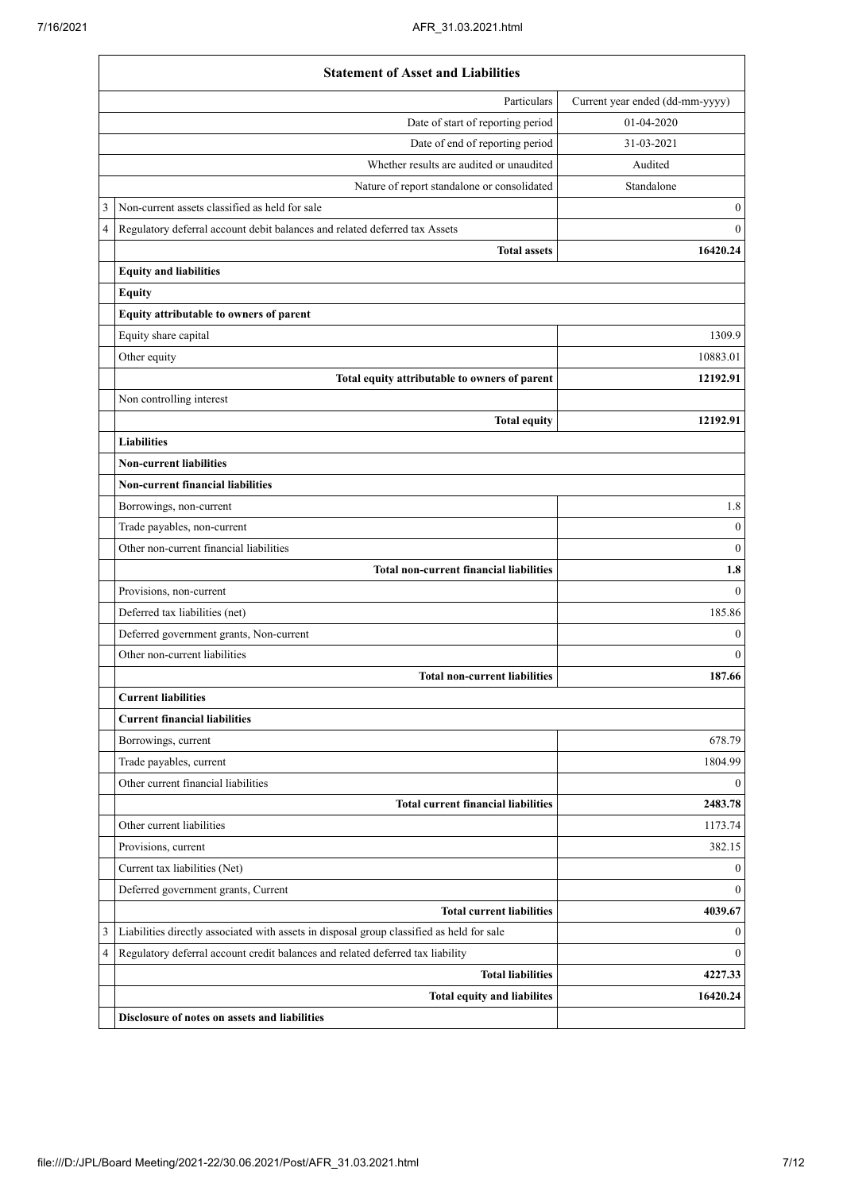| | Statement of Asset and Liabilities | |
|---|---|---|
| | Particulars | Current year ended (dd-mm-yyyy) |
| | Date of start of reporting period | 01-04-2020 |
| | Date of end of reporting period | 31-03-2021 |
| | Whether results are audited or unaudited | Audited |
| | Nature of report standalone or consolidated | Standalone |
| 3 | Non-current assets classified as held for sale | 0 |
| 4 | Regulatory deferral account debit balances and related deferred tax Assets | 0 |
| | **Total assets** | **16420.24** |
| | **Equity and liabilities** | |
| | **Equity** | |
| | **Equity attributable to owners of parent** | |
| | Equity share capital | 1309.9 |
| | Other equity | 10883.01 |
| | **Total equity attributable to owners of parent** | **12192.91** |
| | Non controlling interest | |
| | **Total equity** | **12192.91** |
| | **Liabilities** | |
| | **Non-current liabilities** | |
| | **Non-current financial liabilities** | |
| | Borrowings, non-current | 1.8 |
| | Trade payables, non-current | 0 |
| | Other non-current financial liabilities | 0 |
| | **Total non-current financial liabilities** | **1.8** |
| | Provisions, non-current | 0 |
| | Deferred tax liabilities (net) | 185.86 |
| | Deferred government grants, Non-current | 0 |
| | Other non-current liabilities | 0 |
| | **Total non-current liabilities** | **187.66** |
| | **Current liabilities** | |
| | **Current financial liabilities** | |
| | Borrowings, current | 678.79 |
| | Trade payables, current | 1804.99 |
| | Other current financial liabilities | 0 |
| | **Total current financial liabilities** | **2483.78** |
| | Other current liabilities | 1173.74 |
| | Provisions, current | 382.15 |
| | Current tax liabilities (Net) | 0 |
| | Deferred government grants, Current | 0 |
| | **Total current liabilities** | **4039.67** |
| 3 | Liabilities directly associated with assets in disposal group classified as held for sale | 0 |
| 4 | Regulatory deferral account credit balances and related deferred tax liability | 0 |
| | **Total liabilities** | **4227.33** |
| | **Total equity and liabilites** | **16420.24** |
| | **Disclosure of notes on assets and liabilities** | |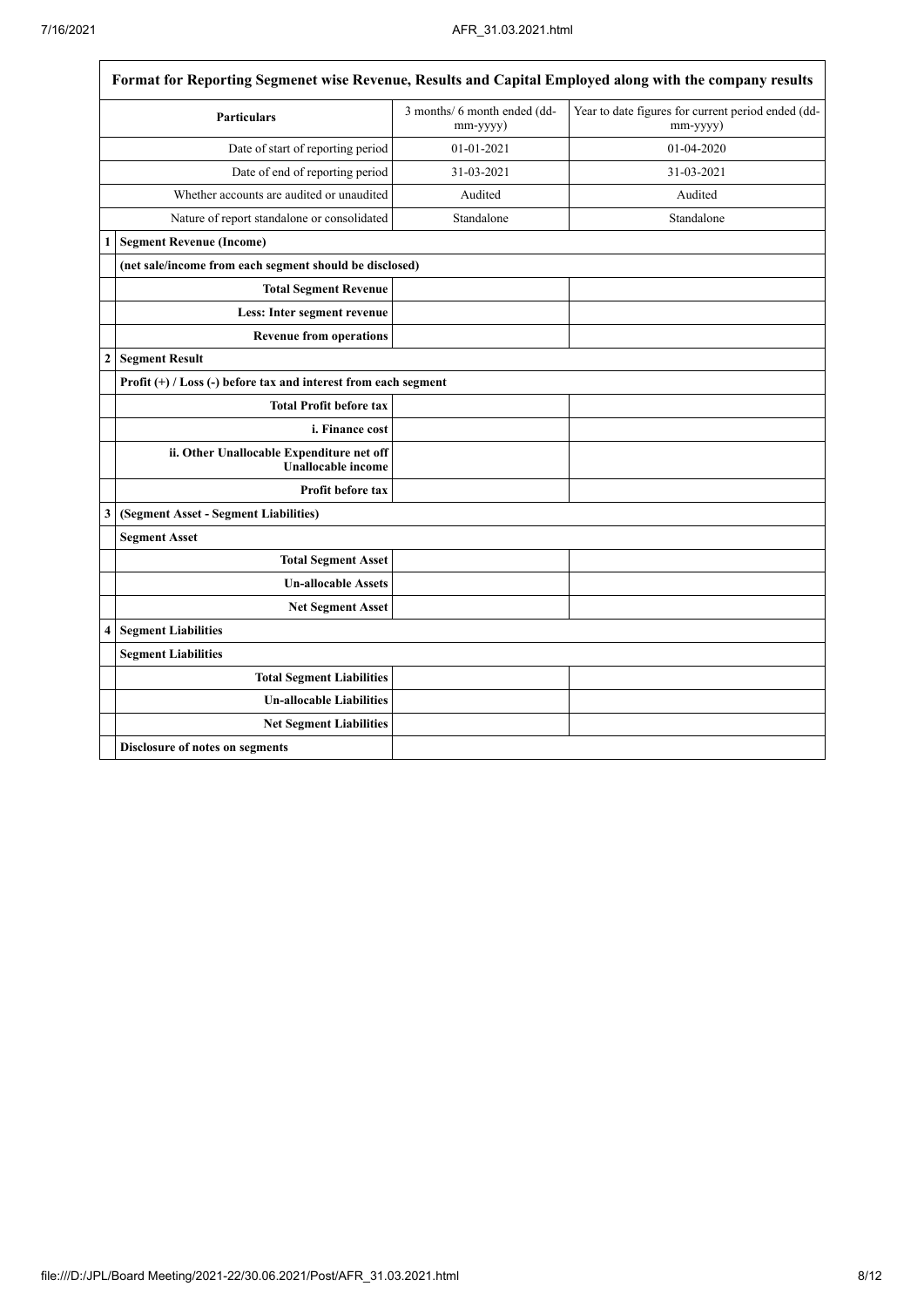| | Format for Reporting Segmenet wise Revenue, Results and Capital Employed along with the company results | | |
|---|---|---|---|
| | **Particulars** | 3 months/ 6 month ended (dd-mm-yyyy) | Year to date figures for current period ended (dd-mm-yyyy) |
| | Date of start of reporting period | 01-01-2021 | 01-04-2020 |
| | Date of end of reporting period | 31-03-2021 | 31-03-2021 |
| | Whether accounts are audited or unaudited | Audited | Audited |
| | Nature of report standalone or consolidated | Standalone | Standalone |
| **1** | **Segment Revenue (Income)** | | |
| | **(net sale/income from each segment should be disclosed)** | | |
| | **Total Segment Revenue** | | |
| | **Less: Inter segment revenue** | | |
| | **Revenue from operations** | | |
| **2** | **Segment Result** | | |
| | **Profit (+) / Loss (-) before tax and interest from each segment** | | |
| | **Total Profit before tax** | | |
| | **i. Finance cost** | | |
| | **ii. Other Unallocable Expenditure net off Unallocable income** | | |
| | **Profit before tax** | | |
| **3** | **(Segment Asset - Segment Liabilities)** | | |
| | **Segment Asset** | | |
| | **Total Segment Asset** | | |
| | **Un-allocable Assets** | | |
| | **Net Segment Asset** | | |
| **4** | **Segment Liabilities** | | |
| | **Segment Liabilities** | | |
| | **Total Segment Liabilities** | | |
| | **Un-allocable Liabilities** | | |
| | **Net Segment Liabilities** | | |
| | **Disclosure of notes on segments** | | |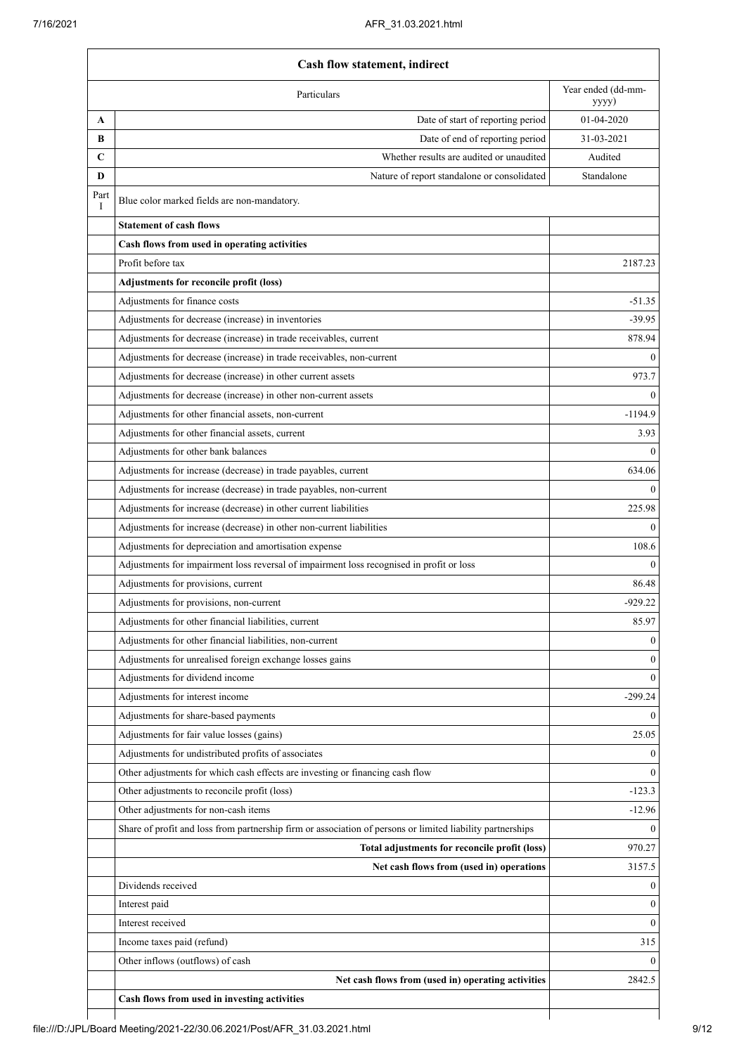| | Cash flow statement, indirect | |
|---|---|---|
| | Particulars | Year ended (dd-mm-yyyy) |
| A | Date of start of reporting period | 01-04-2020 |
| B | Date of end of reporting period | 31-03-2021 |
| C | Whether results are audited or unaudited | Audited |
| D | Nature of report standalone or consolidated | Standalone |
| Part I | Blue color marked fields are non-mandatory. | |
| | **Statement of cash flows** | |
| | **Cash flows from used in operating activities** | |
| | Profit before tax | 2187.23 |
| | **Adjustments for reconcile profit (loss)** | |
| | Adjustments for finance costs | -51.35 |
| | Adjustments for decrease (increase) in inventories | -39.95 |
| | Adjustments for decrease (increase) in trade receivables, current | 878.94 |
| | Adjustments for decrease (increase) in trade receivables, non-current | 0 |
| | Adjustments for decrease (increase) in other current assets | 973.7 |
| | Adjustments for decrease (increase) in other non-current assets | 0 |
| | Adjustments for other financial assets, non-current | -1194.9 |
| | Adjustments for other financial assets, current | 3.93 |
| | Adjustments for other bank balances | 0 |
| | Adjustments for increase (decrease) in trade payables, current | 634.06 |
| | Adjustments for increase (decrease) in trade payables, non-current | 0 |
| | Adjustments for increase (decrease) in other current liabilities | 225.98 |
| | Adjustments for increase (decrease) in other non-current liabilities | 0 |
| | Adjustments for depreciation and amortisation expense | 108.6 |
| | Adjustments for impairment loss reversal of impairment loss recognised in profit or loss | 0 |
| | Adjustments for provisions, current | 86.48 |
| | Adjustments for provisions, non-current | -929.22 |
| | Adjustments for other financial liabilities, current | 85.97 |
| | Adjustments for other financial liabilities, non-current | 0 |
| | Adjustments for unrealised foreign exchange losses gains | 0 |
| | Adjustments for dividend income | 0 |
| | Adjustments for interest income | -299.24 |
| | Adjustments for share-based payments | 0 |
| | Adjustments for fair value losses (gains) | 25.05 |
| | Adjustments for undistributed profits of associates | 0 |
| | Other adjustments for which cash effects are investing or financing cash flow | 0 |
| | Other adjustments to reconcile profit (loss) | -123.3 |
| | Other adjustments for non-cash items | -12.96 |
| | Share of profit and loss from partnership firm or association of persons or limited liability partnerships | 0 |
| | **Total adjustments for reconcile profit (loss)** | 970.27 |
| | **Net cash flows from (used in) operations** | 3157.5 |
| | Dividends received | 0 |
| | Interest paid | 0 |
| | Interest received | 0 |
| | Income taxes paid (refund) | 315 |
| | Other inflows (outflows) of cash | 0 |
| | **Net cash flows from (used in) operating activities** | 2842.5 |
| | **Cash flows from used in investing activities** | |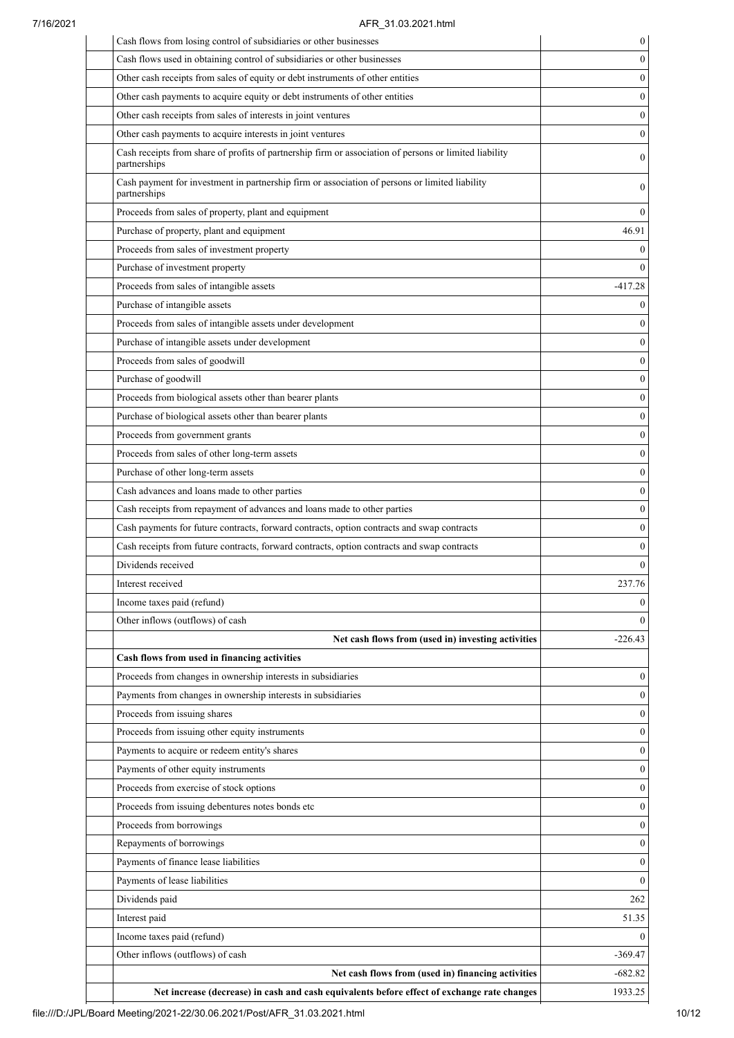| | |
|---|---|
| Cash flows from losing control of subsidiaries or other businesses | 0 |
| Cash flows used in obtaining control of subsidiaries or other businesses | 0 |
| Other cash receipts from sales of equity or debt instruments of other entities | 0 |
| Other cash payments to acquire equity or debt instruments of other entities | 0 |
| Other cash receipts from sales of interests in joint ventures | 0 |
| Other cash payments to acquire interests in joint ventures | 0 |
| Cash receipts from share of profits of partnership firm or association of persons or limited liability partnerships | 0 |
| Cash payment for investment in partnership firm or association of persons or limited liability partnerships | 0 |
| Proceeds from sales of property, plant and equipment | 0 |
| Purchase of property, plant and equipment | 46.91 |
| Proceeds from sales of investment property | 0 |
| Purchase of investment property | 0 |
| Proceeds from sales of intangible assets | -417.28 |
| Purchase of intangible assets | 0 |
| Proceeds from sales of intangible assets under development | 0 |
| Purchase of intangible assets under development | 0 |
| Proceeds from sales of goodwill | 0 |
| Purchase of goodwill | 0 |
| Proceeds from biological assets other than bearer plants | 0 |
| Purchase of biological assets other than bearer plants | 0 |
| Proceeds from government grants | 0 |
| Proceeds from sales of other long-term assets | 0 |
| Purchase of other long-term assets | 0 |
| Cash advances and loans made to other parties | 0 |
| Cash receipts from repayment of advances and loans made to other parties | 0 |
| Cash payments for future contracts, forward contracts, option contracts and swap contracts | 0 |
| Cash receipts from future contracts, forward contracts, option contracts and swap contracts | 0 |
| Dividends received | 0 |
| Interest received | 237.76 |
| Income taxes paid (refund) | 0 |
| Other inflows (outflows) of cash | 0 |
| **Net cash flows from (used in) investing activities** | -226.43 |
| **Cash flows from used in financing activities** | |
| Proceeds from changes in ownership interests in subsidiaries | 0 |
| Payments from changes in ownership interests in subsidiaries | 0 |
| Proceeds from issuing shares | 0 |
| Proceeds from issuing other equity instruments | 0 |
| Payments to acquire or redeem entity's shares | 0 |
| Payments of other equity instruments | 0 |
| Proceeds from exercise of stock options | 0 |
| Proceeds from issuing debentures notes bonds etc | 0 |
| Proceeds from borrowings | 0 |
| Repayments of borrowings | 0 |
| Payments of finance lease liabilities | 0 |
| Payments of lease liabilities | 0 |
| Dividends paid | 262 |
| Interest paid | 51.35 |
| Income taxes paid (refund) | 0 |
| Other inflows (outflows) of cash | -369.47 |
| **Net cash flows from (used in) financing activities** | -682.82 |
| **Net increase (decrease) in cash and cash equivalents before effect of exchange rate changes** | 1933.25 |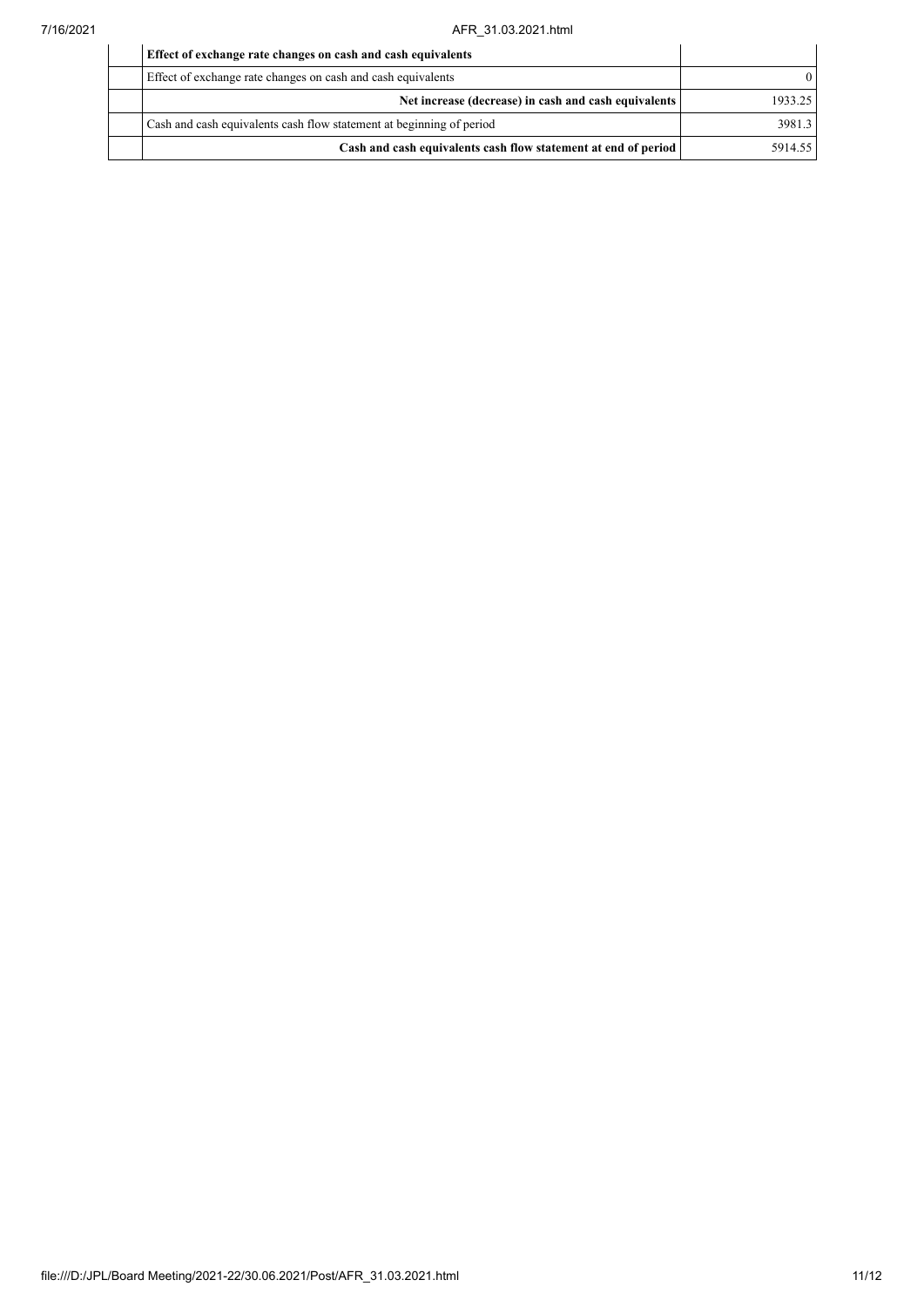| | | |
|---|---|---|
| | **Effect of exchange rate changes on cash and cash equivalents** | |
| | Effect of exchange rate changes on cash and cash equivalents | 0 |
| | **Net increase (decrease) in cash and cash equivalents** | 1933.25 |
| | Cash and cash equivalents cash flow statement at beginning of period | 3981.3 |
| | **Cash and cash equivalents cash flow statement at end of period** | 5914.55 |